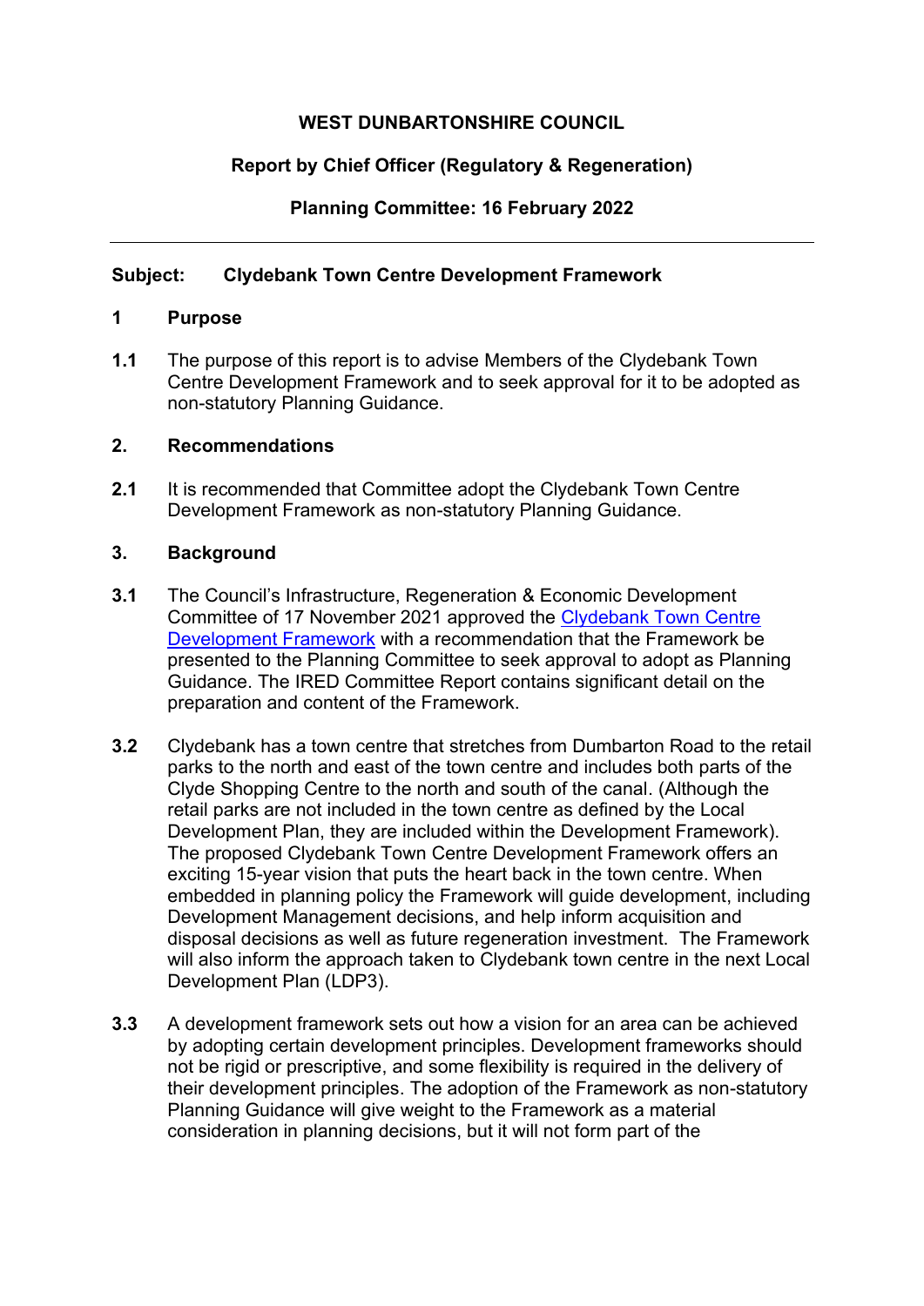**WEST DUNBARTONSHIRE COUNCIL**

**Report by Chief Officer (Regulatory & Regeneration)**

**Planning Committee: 16 February 2022**

---

**Subject: Clydebank Town Centre Development Framework**

## 1 Purpose

**1.1** The purpose of this report is to advise Members of the Clydebank Town Centre Development Framework and to seek approval for it to be adopted as non-statutory Planning Guidance.

## 2. Recommendations

**2.1** It is recommended that Committee adopt the Clydebank Town Centre Development Framework as non-statutory Planning Guidance.

## 3. Background

**3.1** The Council's Infrastructure, Regeneration & Economic Development Committee of 17 November 2021 approved the Clydebank Town Centre Development Framework with a recommendation that the Framework be presented to the Planning Committee to seek approval to adopt as Planning Guidance. The IRED Committee Report contains significant detail on the preparation and content of the Framework.

**3.2** Clydebank has a town centre that stretches from Dumbarton Road to the retail parks to the north and east of the town centre and includes both parts of the Clyde Shopping Centre to the north and south of the canal. (Although the retail parks are not included in the town centre as defined by the Local Development Plan, they are included within the Development Framework). The proposed Clydebank Town Centre Development Framework offers an exciting 15-year vision that puts the heart back in the town centre. When embedded in planning policy the Framework will guide development, including Development Management decisions, and help inform acquisition and disposal decisions as well as future regeneration investment. The Framework will also inform the approach taken to Clydebank town centre in the next Local Development Plan (LDP3).

**3.3** A development framework sets out how a vision for an area can be achieved by adopting certain development principles. Development frameworks should not be rigid or prescriptive, and some flexibility is required in the delivery of their development principles. The adoption of the Framework as non-statutory Planning Guidance will give weight to the Framework as a material consideration in planning decisions, but it will not form part of the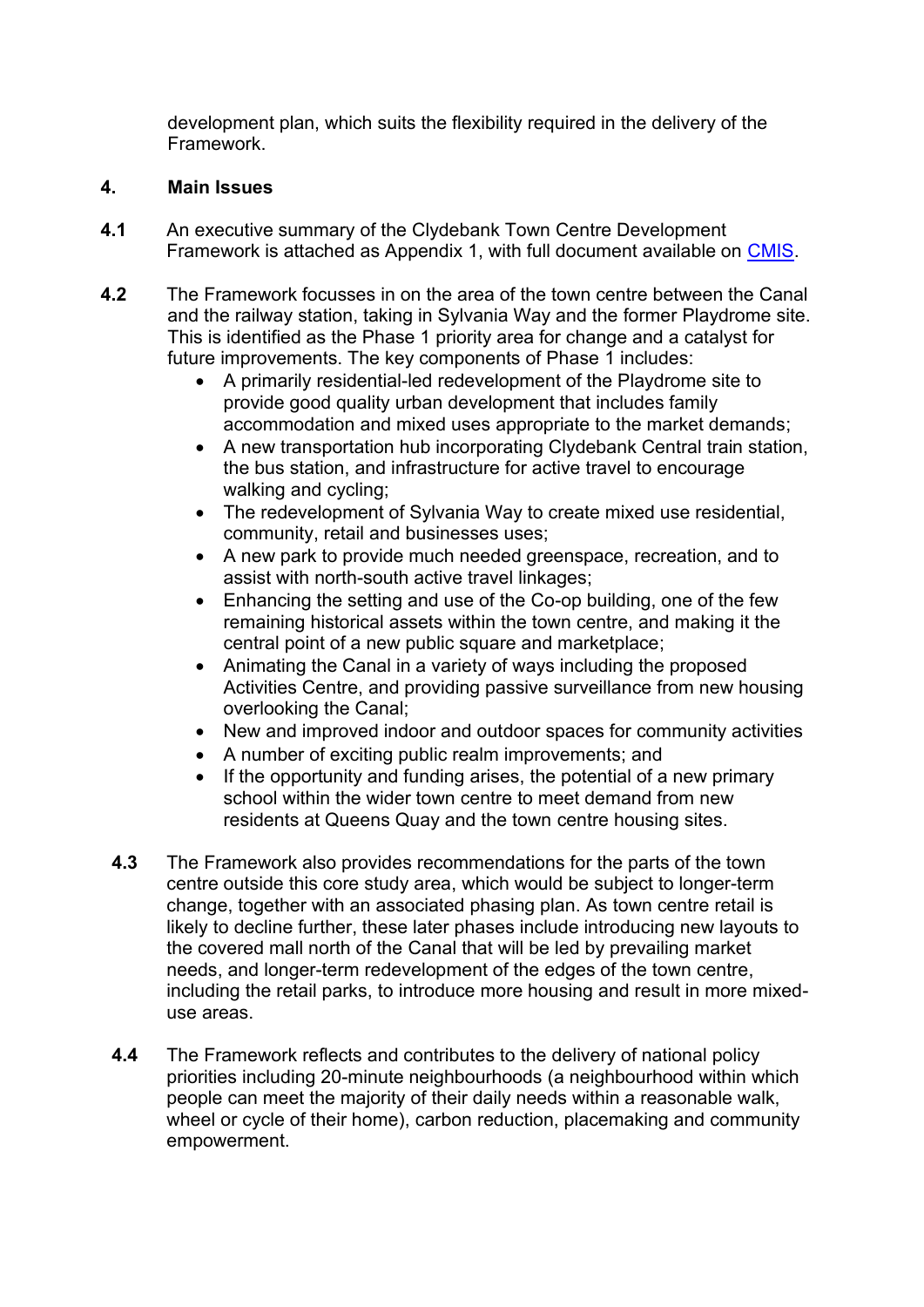development plan, which suits the flexibility required in the delivery of the Framework.

## 4. Main Issues

**4.1** An executive summary of the Clydebank Town Centre Development Framework is attached as Appendix 1, with full document available on CMIS.

**4.2** The Framework focusses in on the area of the town centre between the Canal and the railway station, taking in Sylvania Way and the former Playdrome site. This is identified as the Phase 1 priority area for change and a catalyst for future improvements. The key components of Phase 1 includes:

- A primarily residential-led redevelopment of the Playdrome site to provide good quality urban development that includes family accommodation and mixed uses appropriate to the market demands;
- A new transportation hub incorporating Clydebank Central train station, the bus station, and infrastructure for active travel to encourage walking and cycling;
- The redevelopment of Sylvania Way to create mixed use residential, community, retail and businesses uses;
- A new park to provide much needed greenspace, recreation, and to assist with north-south active travel linkages;
- Enhancing the setting and use of the Co-op building, one of the few remaining historical assets within the town centre, and making it the central point of a new public square and marketplace;
- Animating the Canal in a variety of ways including the proposed Activities Centre, and providing passive surveillance from new housing overlooking the Canal;
- New and improved indoor and outdoor spaces for community activities
- A number of exciting public realm improvements; and
- If the opportunity and funding arises, the potential of a new primary school within the wider town centre to meet demand from new residents at Queens Quay and the town centre housing sites.

**4.3** The Framework also provides recommendations for the parts of the town centre outside this core study area, which would be subject to longer-term change, together with an associated phasing plan. As town centre retail is likely to decline further, these later phases include introducing new layouts to the covered mall north of the Canal that will be led by prevailing market needs, and longer-term redevelopment of the edges of the town centre, including the retail parks, to introduce more housing and result in more mixed-use areas.

**4.4** The Framework reflects and contributes to the delivery of national policy priorities including 20-minute neighbourhoods (a neighbourhood within which people can meet the majority of their daily needs within a reasonable walk, wheel or cycle of their home), carbon reduction, placemaking and community empowerment.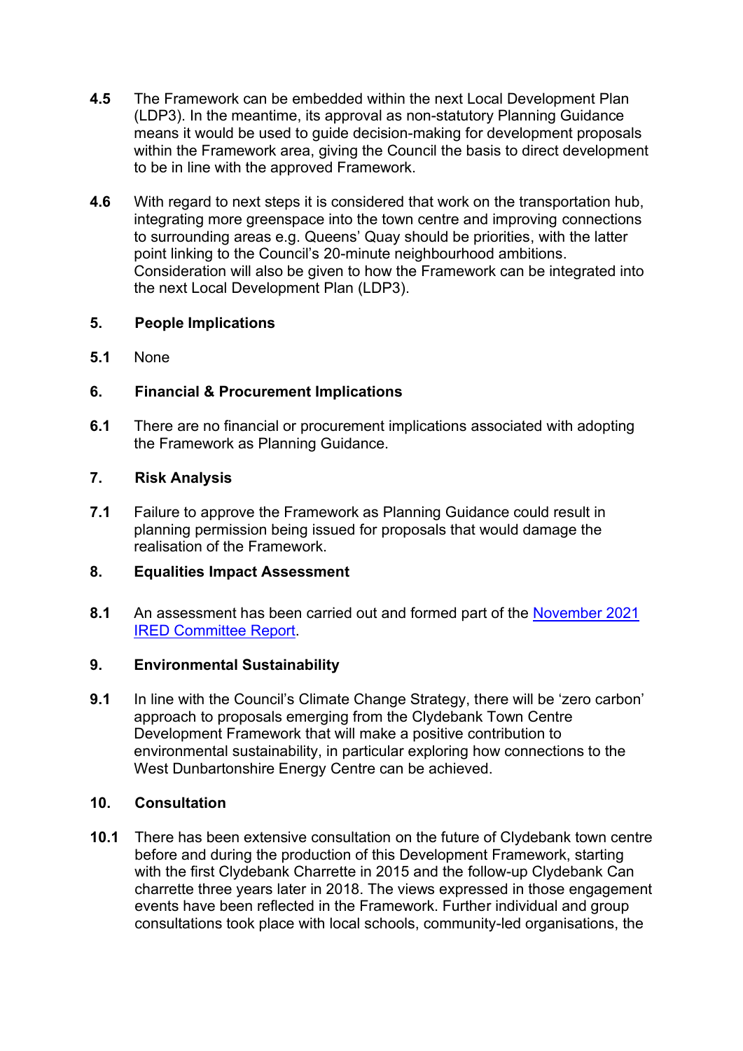**4.5** The Framework can be embedded within the next Local Development Plan (LDP3). In the meantime, its approval as non-statutory Planning Guidance means it would be used to guide decision-making for development proposals within the Framework area, giving the Council the basis to direct development to be in line with the approved Framework.

**4.6** With regard to next steps it is considered that work on the transportation hub, integrating more greenspace into the town centre and improving connections to surrounding areas e.g. Queens' Quay should be priorities, with the latter point linking to the Council's 20-minute neighbourhood ambitions. Consideration will also be given to how the Framework can be integrated into the next Local Development Plan (LDP3).

## 5. People Implications

**5.1** None

## 6. Financial & Procurement Implications

**6.1** There are no financial or procurement implications associated with adopting the Framework as Planning Guidance.

## 7. Risk Analysis

**7.1** Failure to approve the Framework as Planning Guidance could result in planning permission being issued for proposals that would damage the realisation of the Framework.

## 8. Equalities Impact Assessment

**8.1** An assessment has been carried out and formed part of the November 2021 IRED Committee Report.

## 9. Environmental Sustainability

**9.1** In line with the Council's Climate Change Strategy, there will be 'zero carbon' approach to proposals emerging from the Clydebank Town Centre Development Framework that will make a positive contribution to environmental sustainability, in particular exploring how connections to the West Dunbartonshire Energy Centre can be achieved.

## 10. Consultation

**10.1** There has been extensive consultation on the future of Clydebank town centre before and during the production of this Development Framework, starting with the first Clydebank Charrette in 2015 and the follow-up Clydebank Can charrette three years later in 2018. The views expressed in those engagement events have been reflected in the Framework. Further individual and group consultations took place with local schools, community-led organisations, the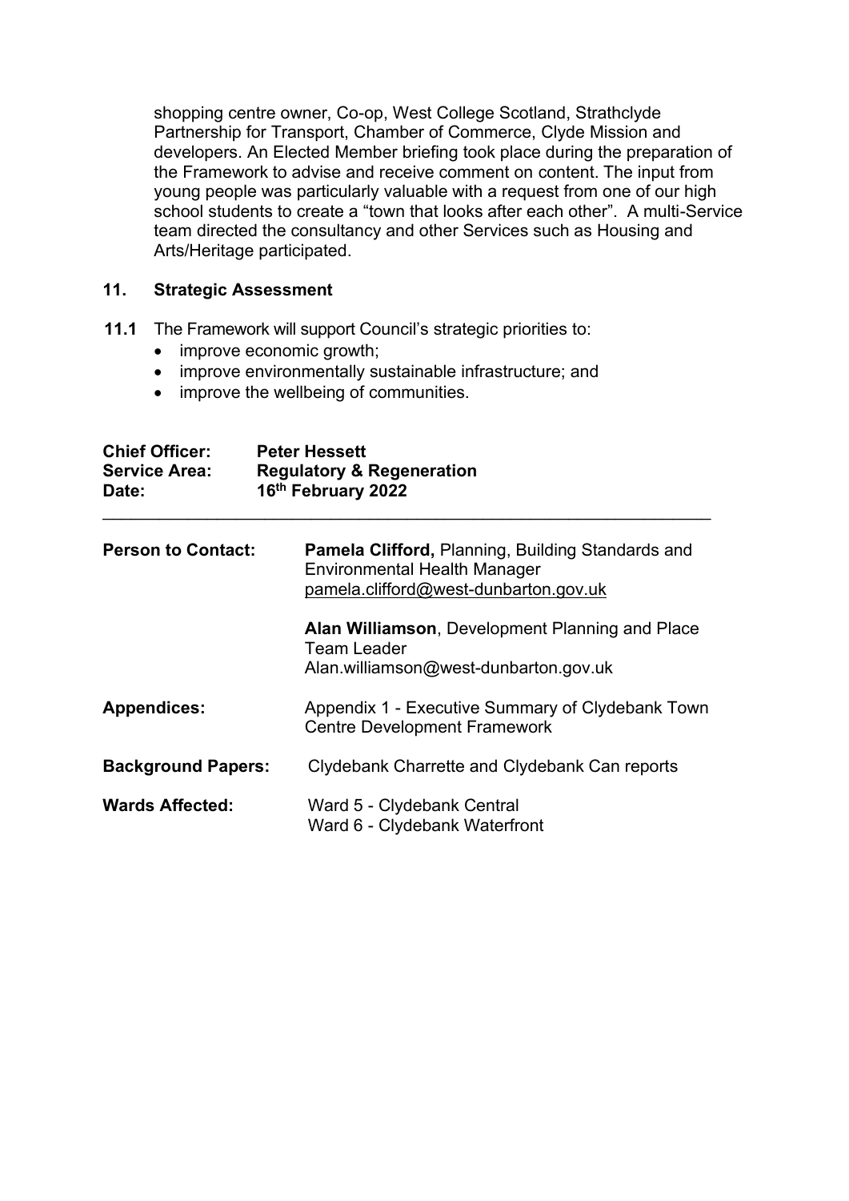shopping centre owner, Co-op, West College Scotland, Strathclyde Partnership for Transport, Chamber of Commerce, Clyde Mission and developers. An Elected Member briefing took place during the preparation of the Framework to advise and receive comment on content. The input from young people was particularly valuable with a request from one of our high school students to create a "town that looks after each other". A multi-Service team directed the consultancy and other Services such as Housing and Arts/Heritage participated.

## 11. Strategic Assessment

**11.1** The Framework will support Council's strategic priorities to:

- improve economic growth;
- improve environmentally sustainable infrastructure; and
- improve the wellbeing of communities.

**Chief Officer:** **Peter Hessett**
**Service Area:** **Regulatory & Regeneration**
**Date:** **16th February 2022**

---

**Person to Contact:** **Pamela Clifford,** Planning, Building Standards and Environmental Health Manager
pamela.clifford@west-dunbarton.gov.uk

**Alan Williamson**, Development Planning and Place Team Leader
Alan.williamson@west-dunbarton.gov.uk

**Appendices:** Appendix 1 - Executive Summary of Clydebank Town Centre Development Framework

**Background Papers:** Clydebank Charrette and Clydebank Can reports

**Wards Affected:** Ward 5 - Clydebank Central
Ward 6 - Clydebank Waterfront